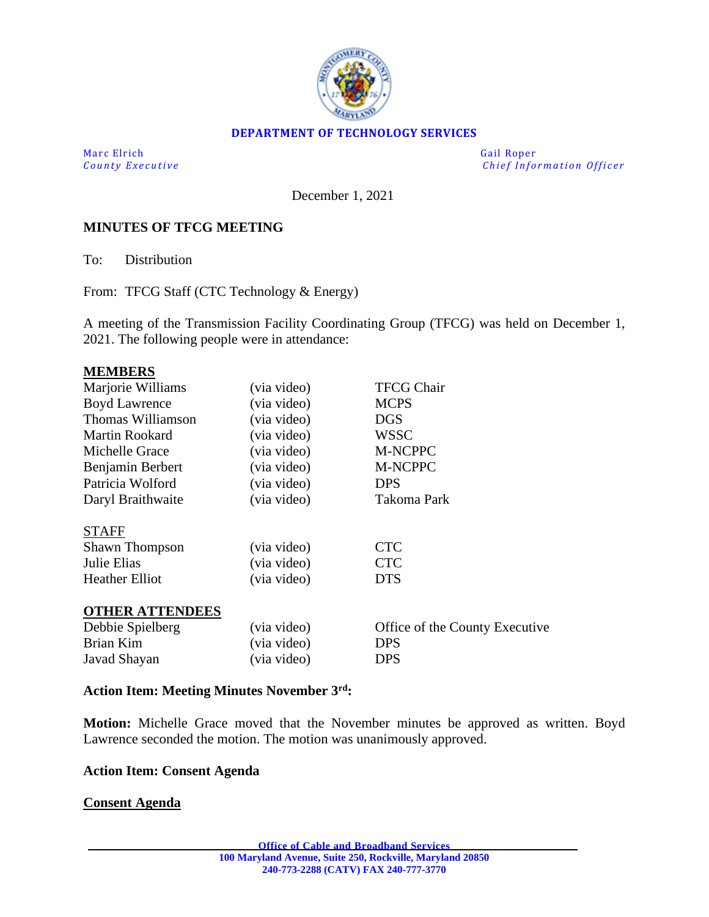**DEPARTMENT OF TECHNOLOGY SERVICES**

Marc Elrich
*County Executive*

Gail Roper
*Chief Information Officer*

December 1, 2021

## MINUTES OF TFCG MEETING

To: Distribution

From: TFCG Staff (CTC Technology & Energy)

A meeting of the Transmission Facility Coordinating Group (TFCG) was held on December 1, 2021. The following people were in attendance:

**MEMBERS**

| | | |
|---|---|---|
| Marjorie Williams | (via video) | TFCG Chair |
| Boyd Lawrence | (via video) | MCPS |
| Thomas Williamson | (via video) | DGS |
| Martin Rookard | (via video) | WSSC |
| Michelle Grace | (via video) | M-NCPPC |
| Benjamin Berbert | (via video) | M-NCPPC |
| Patricia Wolford | (via video) | DPS |
| Daryl Braithwaite | (via video) | Takoma Park |

STAFF

| | | |
|---|---|---|
| Shawn Thompson | (via video) | CTC |
| Julie Elias | (via video) | CTC |
| Heather Elliot | (via video) | DTS |

**OTHER ATTENDEES**

| | | |
|---|---|---|
| Debbie Spielberg | (via video) | Office of the County Executive |
| Brian Kim | (via video) | DPS |
| Javad Shayan | (via video) | DPS |

### Action Item: Meeting Minutes November 3rd:

**Motion:** Michelle Grace moved that the November minutes be approved as written. Boyd Lawrence seconded the motion. The motion was unanimously approved.

### Action Item: Consent Agenda

**Consent Agenda**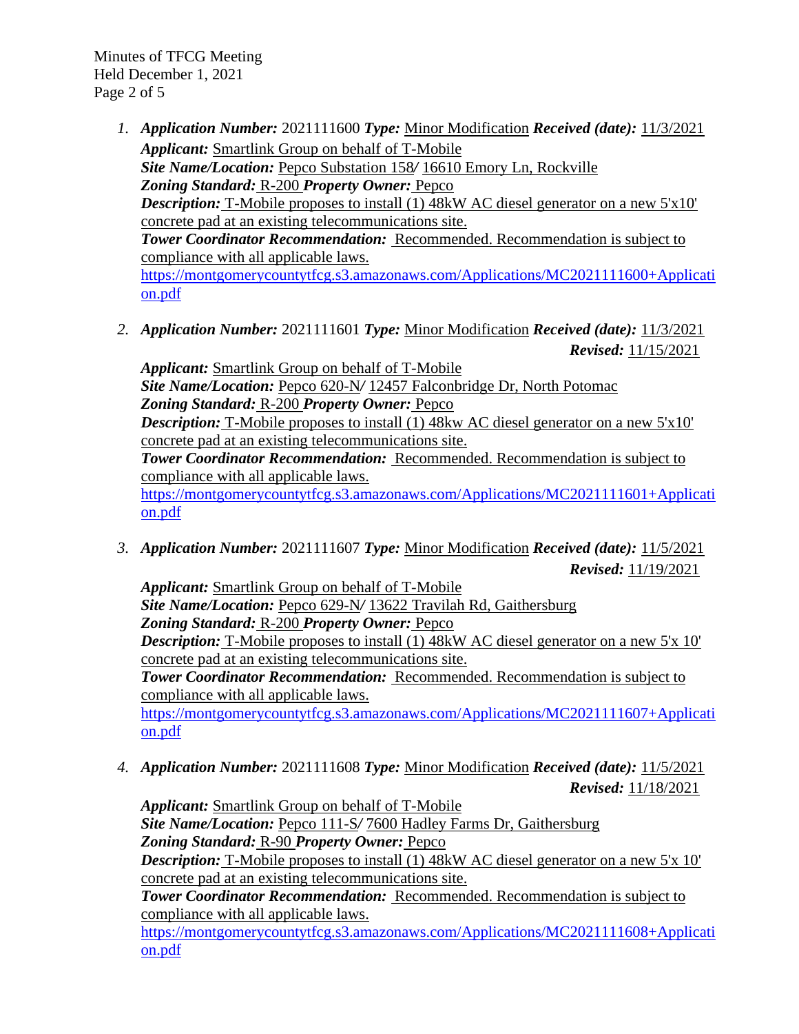1. ***Application Number:*** 2021111600 ***Type:*** Minor Modification ***Received (date):*** 11/3/2021
   ***Applicant:*** Smartlink Group on behalf of T-Mobile
   ***Site Name/Location:*** Pepco Substation 158*/* 16610 Emory Ln, Rockville
   ***Zoning Standard:*** R-200 ***Property Owner:*** Pepco
   ***Description:*** T-Mobile proposes to install (1) 48kW AC diesel generator on a new 5'x10' concrete pad at an existing telecommunications site.
   ***Tower Coordinator Recommendation:*** Recommended. Recommendation is subject to compliance with all applicable laws.
   https://montgomerycountytfcg.s3.amazonaws.com/Applications/MC2021111600+Application.pdf

2. ***Application Number:*** 2021111601 ***Type:*** Minor Modification ***Received (date):*** 11/3/2021
   ***Revised:*** 11/15/2021
   ***Applicant:*** Smartlink Group on behalf of T-Mobile
   ***Site Name/Location:*** Pepco 620-N*/* 12457 Falconbridge Dr, North Potomac
   ***Zoning Standard:*** R-200 ***Property Owner:*** Pepco
   ***Description:*** T-Mobile proposes to install (1) 48kw AC diesel generator on a new 5'x10' concrete pad at an existing telecommunications site.
   ***Tower Coordinator Recommendation:*** Recommended. Recommendation is subject to compliance with all applicable laws.
   https://montgomerycountytfcg.s3.amazonaws.com/Applications/MC2021111601+Application.pdf

3. ***Application Number:*** 2021111607 ***Type:*** Minor Modification ***Received (date):*** 11/5/2021
   ***Revised:*** 11/19/2021
   ***Applicant:*** Smartlink Group on behalf of T-Mobile
   ***Site Name/Location:*** Pepco 629-N*/* 13622 Travilah Rd, Gaithersburg
   ***Zoning Standard:*** R-200 ***Property Owner:*** Pepco
   ***Description:*** T-Mobile proposes to install (1) 48kW AC diesel generator on a new 5'x 10' concrete pad at an existing telecommunications site.
   ***Tower Coordinator Recommendation:*** Recommended. Recommendation is subject to compliance with all applicable laws.
   https://montgomerycountytfcg.s3.amazonaws.com/Applications/MC2021111607+Application.pdf

4. ***Application Number:*** 2021111608 ***Type:*** Minor Modification ***Received (date):*** 11/5/2021
   ***Revised:*** 11/18/2021
   ***Applicant:*** Smartlink Group on behalf of T-Mobile
   ***Site Name/Location:*** Pepco 111-S*/* 7600 Hadley Farms Dr, Gaithersburg
   ***Zoning Standard:*** R-90 ***Property Owner:*** Pepco
   ***Description:*** T-Mobile proposes to install (1) 48kW AC diesel generator on a new 5'x 10' concrete pad at an existing telecommunications site.
   ***Tower Coordinator Recommendation:*** Recommended. Recommendation is subject to compliance with all applicable laws.
   https://montgomerycountytfcg.s3.amazonaws.com/Applications/MC2021111608+Application.pdf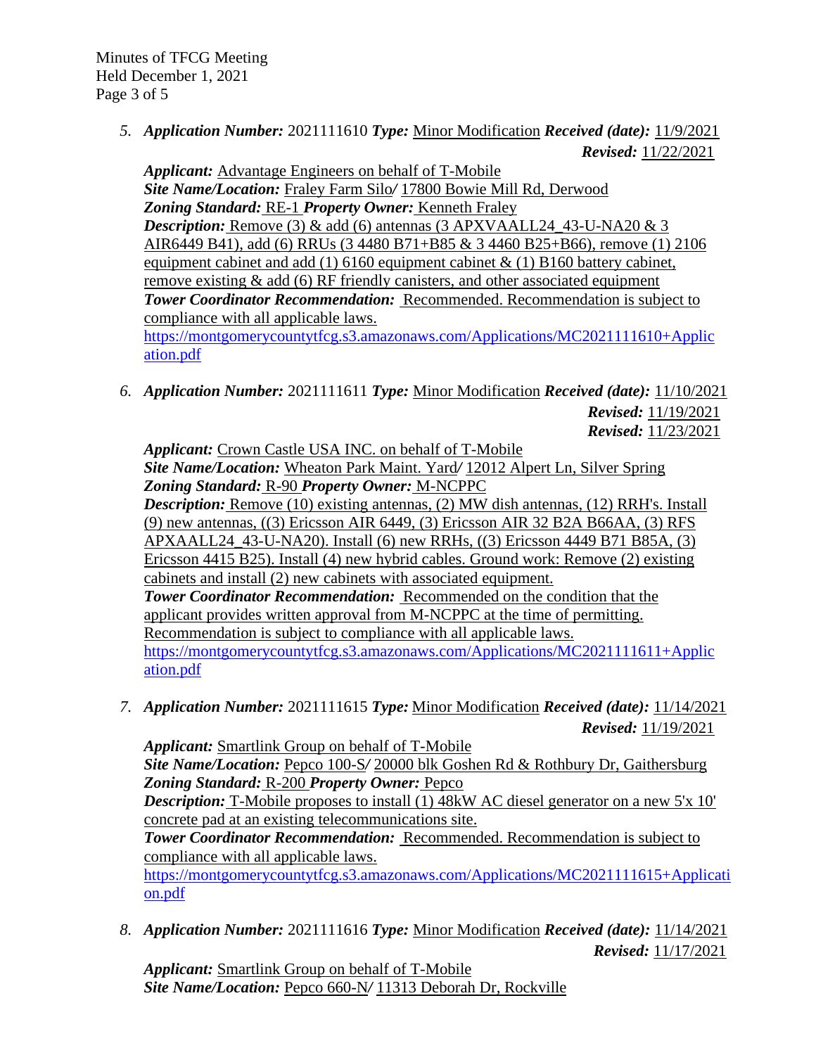5. ***Application Number:*** 2021111610 ***Type:*** Minor Modification ***Received (date):*** 11/9/2021
***Revised:*** 11/22/2021

   ***Applicant:*** Advantage Engineers on behalf of T-Mobile
   ***Site Name/Location:*** Fraley Farm Silo/ 17800 Bowie Mill Rd, Derwood
   ***Zoning Standard:*** RE-1 ***Property Owner:*** Kenneth Fraley
   ***Description:*** Remove (3) & add (6) antennas (3 APXVAALL24_43-U-NA20 & 3 AIR6449 B41), add (6) RRUs (3 4480 B71+B85 & 3 4460 B25+B66), remove (1) 2106 equipment cabinet and add (1) 6160 equipment cabinet & (1) B160 battery cabinet, remove existing & add (6) RF friendly canisters, and other associated equipment
   ***Tower Coordinator Recommendation:*** Recommended. Recommendation is subject to compliance with all applicable laws.
   https://montgomerycountytfcg.s3.amazonaws.com/Applications/MC2021111610+Application.pdf

6. ***Application Number:*** 2021111611 ***Type:*** Minor Modification ***Received (date):*** 11/10/2021
***Revised:*** 11/19/2021
***Revised:*** 11/23/2021

   ***Applicant:*** Crown Castle USA INC. on behalf of T-Mobile
   ***Site Name/Location:*** Wheaton Park Maint. Yard/ 12012 Alpert Ln, Silver Spring
   ***Zoning Standard:*** R-90 ***Property Owner:*** M-NCPPC
   ***Description:*** Remove (10) existing antennas, (2) MW dish antennas, (12) RRH's. Install (9) new antennas, ((3) Ericsson AIR 6449, (3) Ericsson AIR 32 B2A B66AA, (3) RFS APXAALL24_43-U-NA20). Install (6) new RRHs, ((3) Ericsson 4449 B71 B85A, (3) Ericsson 4415 B25). Install (4) new hybrid cables. Ground work: Remove (2) existing cabinets and install (2) new cabinets with associated equipment.
   ***Tower Coordinator Recommendation:*** Recommended on the condition that the applicant provides written approval from M-NCPPC at the time of permitting. Recommendation is subject to compliance with all applicable laws.
   https://montgomerycountytfcg.s3.amazonaws.com/Applications/MC2021111611+Application.pdf

7. ***Application Number:*** 2021111615 ***Type:*** Minor Modification ***Received (date):*** 11/14/2021
***Revised:*** 11/19/2021

   ***Applicant:*** Smartlink Group on behalf of T-Mobile
   ***Site Name/Location:*** Pepco 100-S/ 20000 blk Goshen Rd & Rothbury Dr, Gaithersburg
   ***Zoning Standard:*** R-200 ***Property Owner:*** Pepco
   ***Description:*** T-Mobile proposes to install (1) 48kW AC diesel generator on a new 5'x 10' concrete pad at an existing telecommunications site.
   ***Tower Coordinator Recommendation:*** Recommended. Recommendation is subject to compliance with all applicable laws.
   https://montgomerycountytfcg.s3.amazonaws.com/Applications/MC2021111615+Application.pdf

8. ***Application Number:*** 2021111616 ***Type:*** Minor Modification ***Received (date):*** 11/14/2021
***Revised:*** 11/17/2021

   ***Applicant:*** Smartlink Group on behalf of T-Mobile
   ***Site Name/Location:*** Pepco 660-N/ 11313 Deborah Dr, Rockville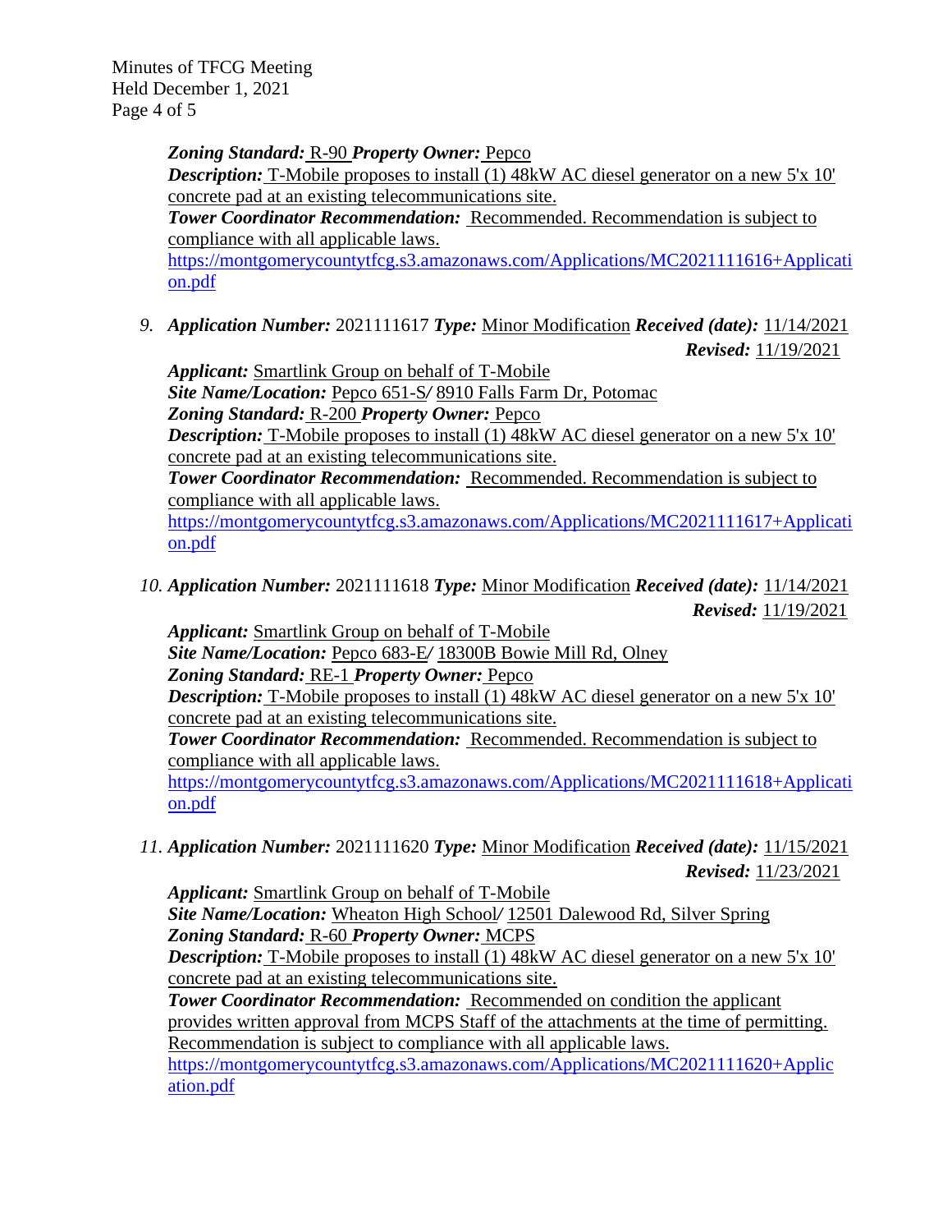**Zoning Standard:** R-90 **Property Owner:** Pepco
**Description:** T-Mobile proposes to install (1) 48kW AC diesel generator on a new 5'x 10' concrete pad at an existing telecommunications site.
**Tower Coordinator Recommendation:** Recommended. Recommendation is subject to compliance with all applicable laws.
https://montgomerycountytfcg.s3.amazonaws.com/Applications/MC2021111616+Application.pdf

9. **Application Number:** 2021111617 **Type:** Minor Modification **Received (date):** 11/14/2021 **Revised:** 11/19/2021
   **Applicant:** Smartlink Group on behalf of T-Mobile
   **Site Name/Location:** Pepco 651-S/ 8910 Falls Farm Dr, Potomac
   **Zoning Standard:** R-200 **Property Owner:** Pepco
   **Description:** T-Mobile proposes to install (1) 48kW AC diesel generator on a new 5'x 10' concrete pad at an existing telecommunications site.
   **Tower Coordinator Recommendation:** Recommended. Recommendation is subject to compliance with all applicable laws.
   https://montgomerycountytfcg.s3.amazonaws.com/Applications/MC2021111617+Application.pdf

10. **Application Number:** 2021111618 **Type:** Minor Modification **Received (date):** 11/14/2021 **Revised:** 11/19/2021
    **Applicant:** Smartlink Group on behalf of T-Mobile
    **Site Name/Location:** Pepco 683-E/ 18300B Bowie Mill Rd, Olney
    **Zoning Standard:** RE-1 **Property Owner:** Pepco
    **Description:** T-Mobile proposes to install (1) 48kW AC diesel generator on a new 5'x 10' concrete pad at an existing telecommunications site.
    **Tower Coordinator Recommendation:** Recommended. Recommendation is subject to compliance with all applicable laws.
    https://montgomerycountytfcg.s3.amazonaws.com/Applications/MC2021111618+Application.pdf

11. **Application Number:** 2021111620 **Type:** Minor Modification **Received (date):** 11/15/2021 **Revised:** 11/23/2021
    **Applicant:** Smartlink Group on behalf of T-Mobile
    **Site Name/Location:** Wheaton High School/ 12501 Dalewood Rd, Silver Spring
    **Zoning Standard:** R-60 **Property Owner:** MCPS
    **Description:** T-Mobile proposes to install (1) 48kW AC diesel generator on a new 5'x 10' concrete pad at an existing telecommunications site.
    **Tower Coordinator Recommendation:** Recommended on condition the applicant provides written approval from MCPS Staff of the attachments at the time of permitting. Recommendation is subject to compliance with all applicable laws.
    https://montgomerycountytfcg.s3.amazonaws.com/Applications/MC2021111620+Application.pdf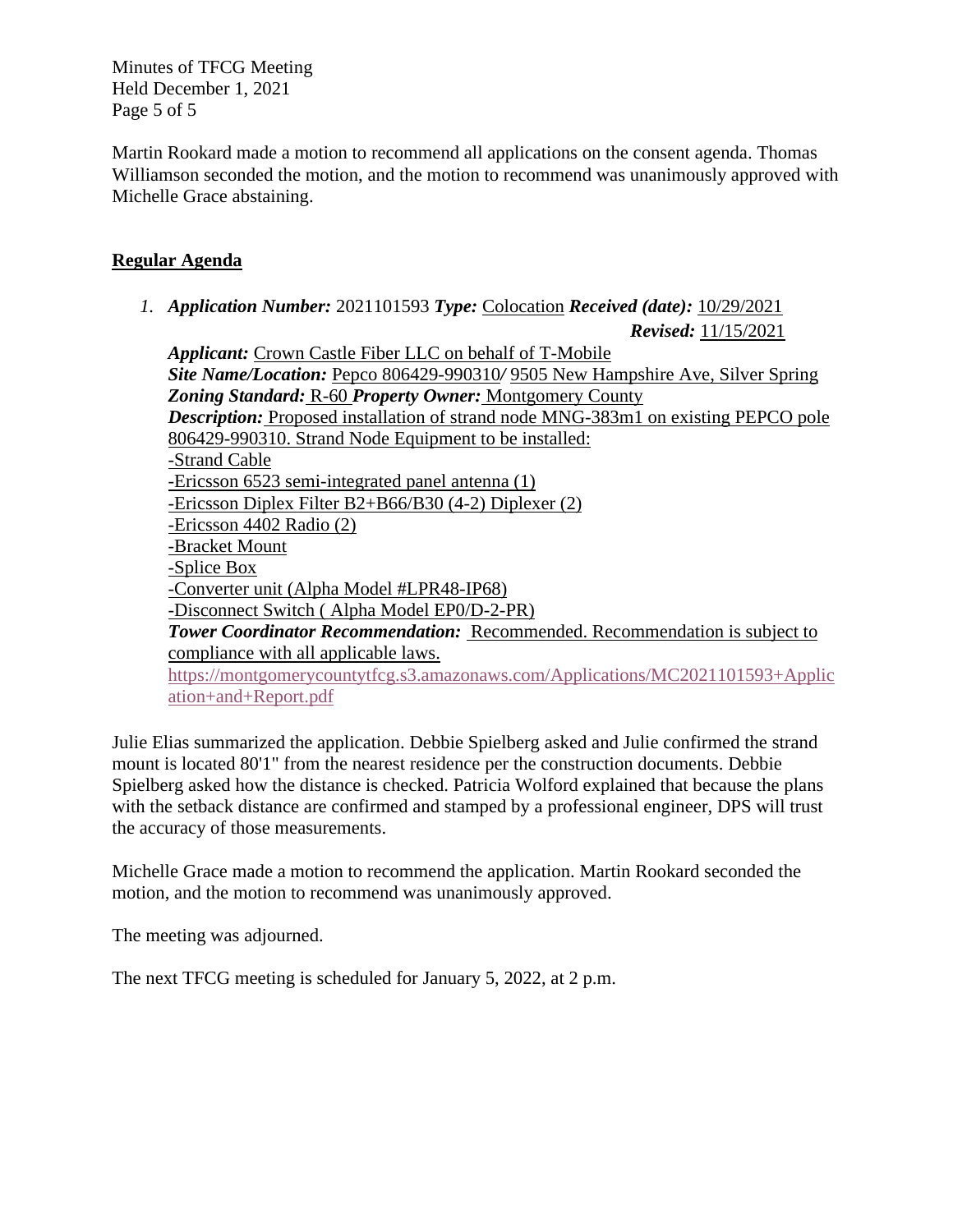Martin Rookard made a motion to recommend all applications on the consent agenda. Thomas Williamson seconded the motion, and the motion to recommend was unanimously approved with Michelle Grace abstaining.

## Regular Agenda

1. ***Application Number:*** 2021101593 ***Type:*** Colocation ***Received (date):*** 10/29/2021 ***Revised:*** 11/15/2021
   ***Applicant:*** Crown Castle Fiber LLC on behalf of T-Mobile
   ***Site Name/Location:*** Pepco 806429-990310/ 9505 New Hampshire Ave, Silver Spring
   ***Zoning Standard:*** R-60 ***Property Owner:*** Montgomery County
   ***Description:*** Proposed installation of strand node MNG-383m1 on existing PEPCO pole 806429-990310. Strand Node Equipment to be installed:
   -Strand Cable
   -Ericsson 6523 semi-integrated panel antenna (1)
   -Ericsson Diplex Filter B2+B66/B30 (4-2) Diplexer (2)
   -Ericsson 4402 Radio (2)
   -Bracket Mount
   -Splice Box
   -Converter unit (Alpha Model #LPR48-IP68)
   -Disconnect Switch ( Alpha Model EP0/D-2-PR)
   ***Tower Coordinator Recommendation:*** Recommended. Recommendation is subject to compliance with all applicable laws.
   https://montgomerycountytfcg.s3.amazonaws.com/Applications/MC2021101593+Application+and+Report.pdf

Julie Elias summarized the application. Debbie Spielberg asked and Julie confirmed the strand mount is located 80'1" from the nearest residence per the construction documents. Debbie Spielberg asked how the distance is checked. Patricia Wolford explained that because the plans with the setback distance are confirmed and stamped by a professional engineer, DPS will trust the accuracy of those measurements.

Michelle Grace made a motion to recommend the application. Martin Rookard seconded the motion, and the motion to recommend was unanimously approved.

The meeting was adjourned.

The next TFCG meeting is scheduled for January 5, 2022, at 2 p.m.